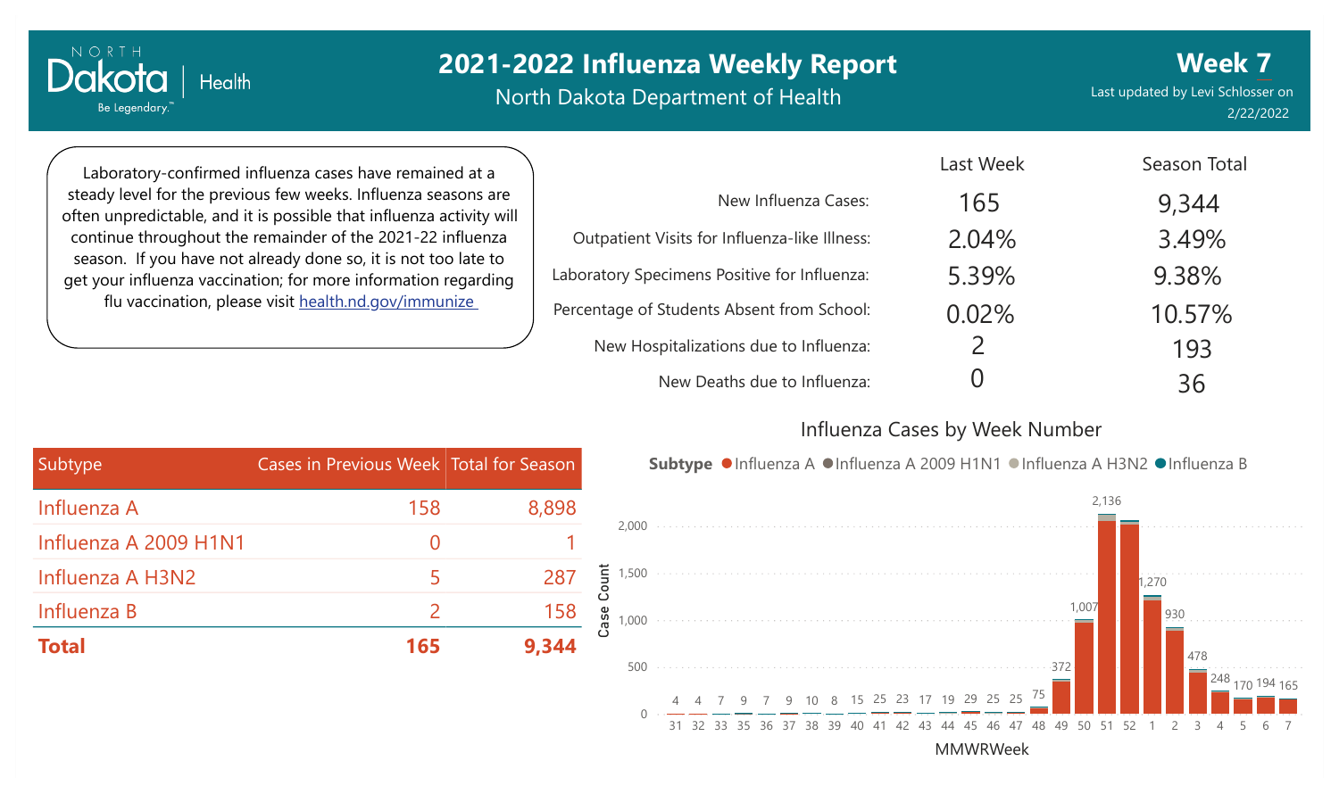# 2021-2022 Influenza Weekly Report

North Dakota Department of Health

**Week 7**

Last updated by Levi Schlosser on 2/22/2022

Laboratory-confirmed influenza cases have remained at a steady level for the previous few weeks. Influenza seasons are often unpredictable, and it is possible that influenza activity will continue throughout the remainder of the 2021-22 influenza season. If you have not already done so, it is not too late to get your influenza vaccination; for more information regarding flu vaccination, please visit health.nd.gov/immunize

| | Last Week | Season Total |
|---|---|---|
| New Influenza Cases: | 165 | 9,344 |
| Outpatient Visits for Influenza-like Illness: | 2.04% | 3.49% |
| Laboratory Specimens Positive for Influenza: | 5.39% | 9.38% |
| Percentage of Students Absent from School: | 0.02% | 10.57% |
| New Hospitalizations due to Influenza: | 2 | 193 |
| New Deaths due to Influenza: | 0 | 36 |

| Subtype | Cases in Previous Week | Total for Season |
|---|---|---|
| Influenza A | 158 | 8,898 |
| Influenza A 2009 H1N1 | 0 | 1 |
| Influenza A H3N2 | 5 | 287 |
| Influenza B | 2 | 158 |
| **Total** | **165** | **9,344** |

## Influenza Cases by Week Number

Subtype: Influenza A, Influenza A 2009 H1N1, Influenza A H3N2, Influenza B

| MMWRWeek | 31 | 32 | 33 | 35 | 36 | 37 | 38 | 39 | 40 | 41 | 42 | 43 | 44 | 45 | 46 | 47 | 48 | 49 | 50 | 51 | 52 | 1 | 2 | 3 | 4 | 5 | 6 | 7 |
|---|---|---|---|---|---|---|---|---|---|---|---|---|---|---|---|---|---|---|---|---|---|---|---|---|---|---|---|---|
| Case Count | 4 | 4 | 7 | 9 | 7 | 9 | 10 | 8 | 15 | 25 | 23 | 17 | 19 | 29 | 25 | 25 | 75 | 372 | 1,007 | 2,136 | | 1,270 | 930 | 478 | 248 | 170 | 194 | 165 |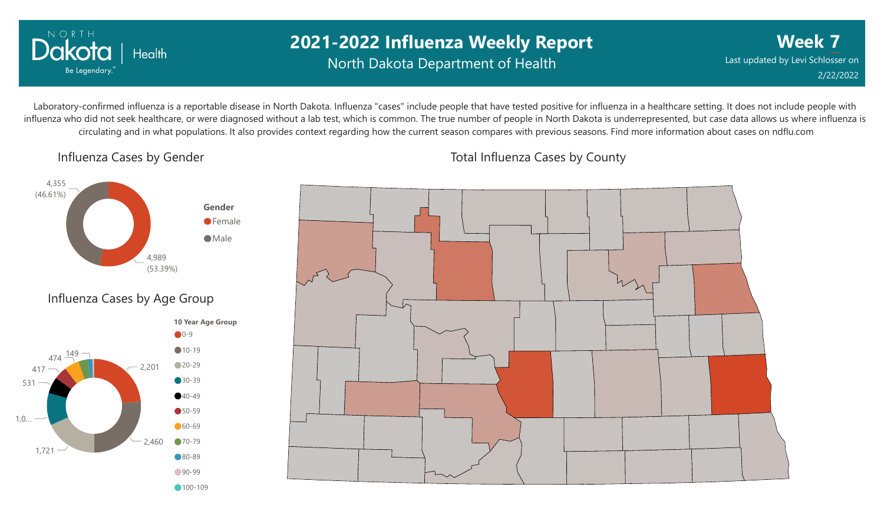# 2021-2022 Influenza Weekly Report

North Dakota Department of Health

**Week 7**

Last updated by Levi Schlosser on 2/22/2022

Laboratory-confirmed influenza is a reportable disease in North Dakota. Influenza "cases" include people that have tested positive for influenza in a healthcare setting. It does not include people with influenza who did not seek healthcare, or were diagnosed without a lab test, which is common. The true number of people in North Dakota is underrepresented, but case data allows us where influenza is circulating and in what populations. It also provides context regarding how the current season compares with previous seasons. Find more information about cases on ndflu.com

## Influenza Cases by Gender

| Gender | Cases |
|---|---|
| Female | 4,989 (53.39%) |
| Male | 4,355 (46.61%) |

## Influenza Cases by Age Group

| 10 Year Age Group | Cases |
|---|---|
| 0-9 | 2,201 |
| 10-19 | 2,460 |
| 20-29 | 1,721 |
| 30-39 | 1,0... |
| 40-49 | 531 |
| 50-59 | 417 |
| 60-69 | 474 |
| 70-79 | 149 |
| 80-89 | |
| 90-99 | |
| 100-109 | |

## Total Influenza Cases by County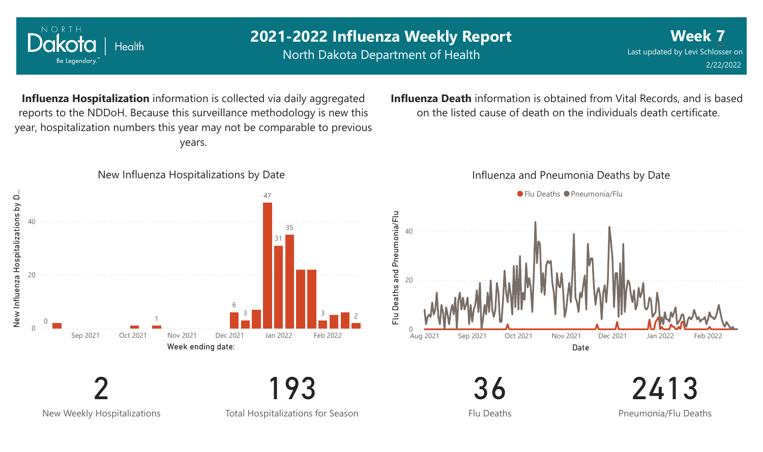# 2021-2022 Influenza Weekly Report

North Dakota Department of Health

**Week 7**

Last updated by Levi Schlosser on 2/22/2022

**Influenza Hospitalization** information is collected via daily aggregated reports to the NDDoH. Because this surveillance methodology is new this year, hospitalization numbers this year may not be comparable to previous years.

**Influenza Death** information is obtained from Vital Records, and is based on the listed cause of death on the individuals death certificate.

## New Influenza Hospitalizations by Date

## Influenza and Pneumonia Deaths by Date

| 2 | 193 | 36 | 2413 |
|---|---|---|---|
| New Weekly Hospitalizations | Total Hospitalizations for Season | Flu Deaths | Pneumonia/Flu Deaths |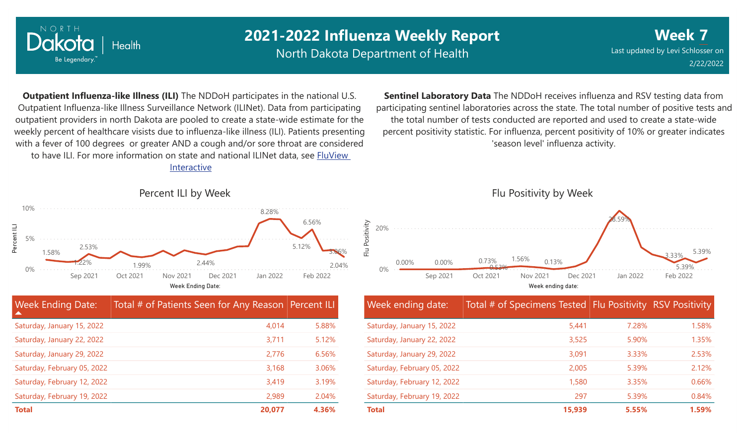# 2021-2022 Influenza Weekly Report

North Dakota Department of Health

**Week 7**

Last updated by Levi Schlosser on 2/22/2022

**Outpatient Influenza-like Illness (ILI)** The NDDoH participates in the national U.S. Outpatient Influenza-like Illness Surveillance Network (ILINet). Data from participating outpatient providers in north Dakota are pooled to create a state-wide estimate for the weekly percent of healthcare visists due to influenza-like illness (ILI). Patients presenting with a fever of 100 degrees or greater AND a cough and/or sore throat are considered to have ILI. For more information on state and national ILINet data, see [FluView Interactive](FluView Interactive)

**Sentinel Laboratory Data** The NDDoH receives influenza and RSV testing data from participating sentinel laboratories across the state. The total number of positive tests and the total number of tests conducted are reported and used to create a state-wide percent positivity statistic. For influenza, percent positivity of 10% or greater indicates 'season level' influenza activity.

## Percent ILI by Week

| Week Ending Date: | Total # of Patients Seen for Any Reason | Percent ILI |
|---|---|---|
| Saturday, January 15, 2022 | 4,014 | 5.88% |
| Saturday, January 22, 2022 | 3,711 | 5.12% |
| Saturday, January 29, 2022 | 2,776 | 6.56% |
| Saturday, February 05, 2022 | 3,168 | 3.06% |
| Saturday, February 12, 2022 | 3,419 | 3.19% |
| Saturday, February 19, 2022 | 2,989 | 2.04% |
| **Total** | **20,077** | **4.36%** |

## Flu Positivity by Week

| Week ending date: | Total # of Specimens Tested | Flu Positivity | RSV Positivity |
|---|---|---|---|
| Saturday, January 15, 2022 | 5,441 | 7.28% | 1.58% |
| Saturday, January 22, 2022 | 3,525 | 5.90% | 1.35% |
| Saturday, January 29, 2022 | 3,091 | 3.33% | 2.53% |
| Saturday, February 05, 2022 | 2,005 | 5.39% | 2.12% |
| Saturday, February 12, 2022 | 1,580 | 3.35% | 0.66% |
| Saturday, February 19, 2022 | 297 | 5.39% | 0.84% |
| **Total** | **15,939** | **5.55%** | **1.59%** |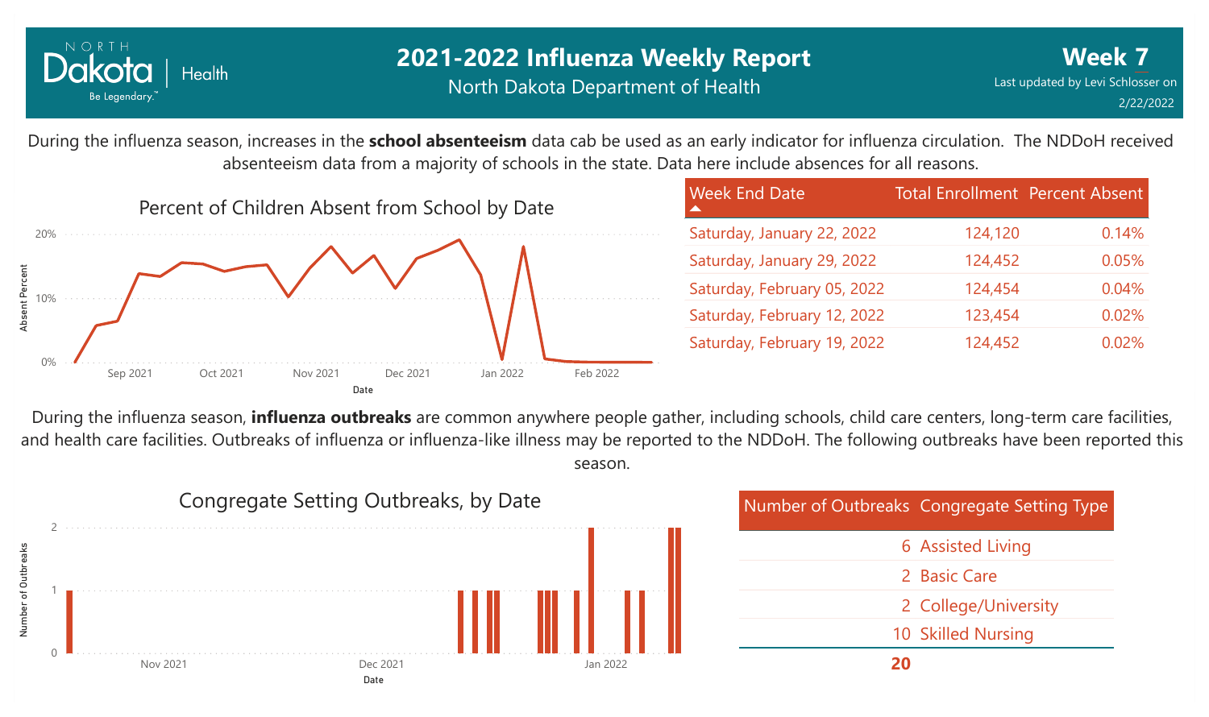# 2021-2022 Influenza Weekly Report

North Dakota Department of Health

**Week 7**

Last updated by Levi Schlosser on 2/22/2022

During the influenza season, increases in the **school absenteeism** data cab be used as an early indicator for influenza circulation. The NDDoH received absenteeism data from a majority of schools in the state. Data here include absences for all reasons.

Percent of Children Absent from School by Date

| Week End Date | Total Enrollment | Percent Absent |
|---|---|---|
| Saturday, January 22, 2022 | 124,120 | 0.14% |
| Saturday, January 29, 2022 | 124,452 | 0.05% |
| Saturday, February 05, 2022 | 124,454 | 0.04% |
| Saturday, February 12, 2022 | 123,454 | 0.02% |
| Saturday, February 19, 2022 | 124,452 | 0.02% |

During the influenza season, **influenza outbreaks** are common anywhere people gather, including schools, child care centers, long-term care facilities, and health care facilities. Outbreaks of influenza or influenza-like illness may be reported to the NDDoH. The following outbreaks have been reported this season.

Congregate Setting Outbreaks, by Date

| Number of Outbreaks | Congregate Setting Type |
|---|---|
| 6 | Assisted Living |
| 2 | Basic Care |
| 2 | College/University |
| 10 | Skilled Nursing |
| **20** | |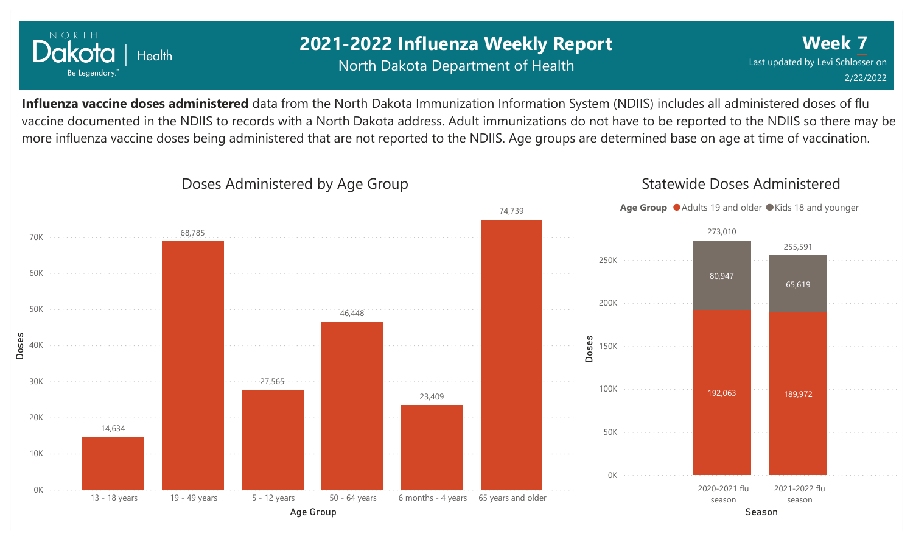# 2021-2022 Influenza Weekly Report

North Dakota Department of Health

**Week 7**

Last updated by Levi Schlosser on 2/22/2022

**Influenza vaccine doses administered** data from the North Dakota Immunization Information System (NDIIS) includes all administered doses of flu vaccine documented in the NDIIS to records with a North Dakota address. Adult immunizations do not have to be reported to the NDIIS so there may be more influenza vaccine doses being administered that are not reported to the NDIIS. Age groups are determined base on age at time of vaccination.

## Doses Administered by Age Group

| Age Group | Doses |
|---|---|
| 13 - 18 years | 14,634 |
| 19 - 49 years | 68,785 |
| 5 - 12 years | 27,565 |
| 50 - 64 years | 46,448 |
| 6 months - 4 years | 23,409 |
| 65 years and older | 74,739 |

## Statewide Doses Administered

| Season | Adults 19 and older | Kids 18 and younger | Total |
|---|---|---|---|
| 2020-2021 flu season | 192,063 | 80,947 | 273,010 |
| 2021-2022 flu season | 189,972 | 65,619 | 255,591 |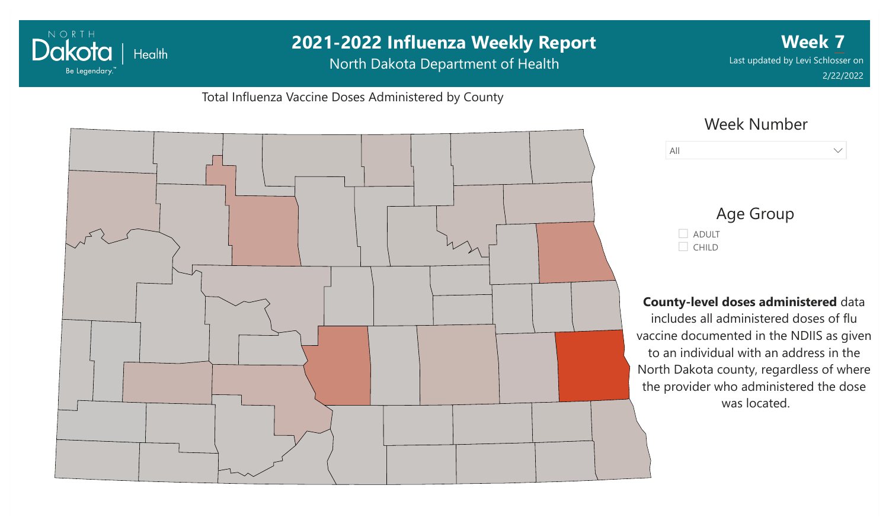# 2021-2022 Influenza Weekly Report

North Dakota Department of Health

**Week 7**

Last updated by Levi Schlosser on 2/22/2022

Total Influenza Vaccine Doses Administered by County

Week Number

All

Age Group

- ADULT
- CHILD

**County-level doses administered** data includes all administered doses of flu vaccine documented in the NDIIS as given to an individual with an address in the North Dakota county, regardless of where the provider who administered the dose was located.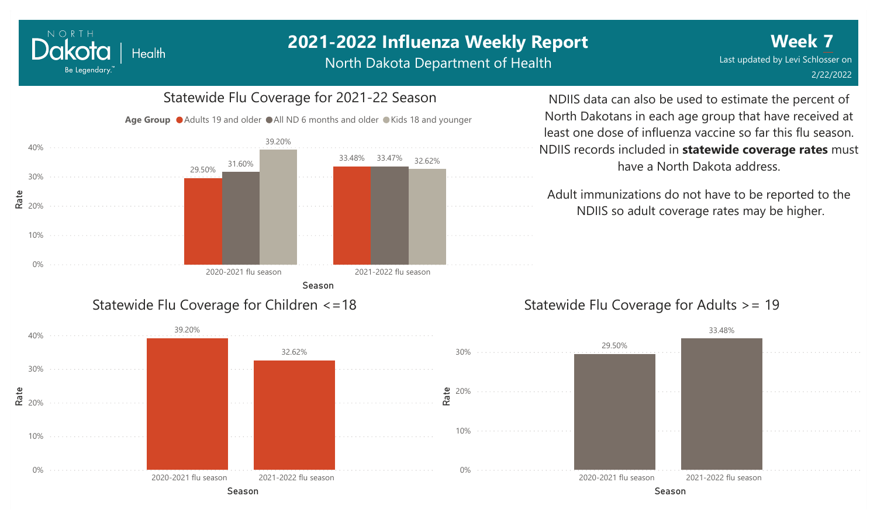# 2021-2022 Influenza Weekly Report

North Dakota Department of Health

**Week 7**

Last updated by Levi Schlosser on 2/22/2022

## Statewide Flu Coverage for 2021-22 Season

| Season | Adults 19 and older | All ND 6 months and older | Kids 18 and younger |
|---|---|---|---|
| 2020-2021 flu season | 29.50% | 31.60% | 39.20% |
| 2021-2022 flu season | 33.48% | 33.47% | 32.62% |

NDIIS data can also be used to estimate the percent of North Dakotans in each age group that have received at least one dose of influenza vaccine so far this flu season. NDIIS records included in **statewide coverage rates** must have a North Dakota address.

Adult immunizations do not have to be reported to the NDIIS so adult coverage rates may be higher.

## Statewide Flu Coverage for Children <=18

| Season | Rate |
|---|---|
| 2020-2021 flu season | 39.20% |
| 2021-2022 flu season | 32.62% |

## Statewide Flu Coverage for Adults >= 19

| Season | Rate |
|---|---|
| 2020-2021 flu season | 29.50% |
| 2021-2022 flu season | 33.48% |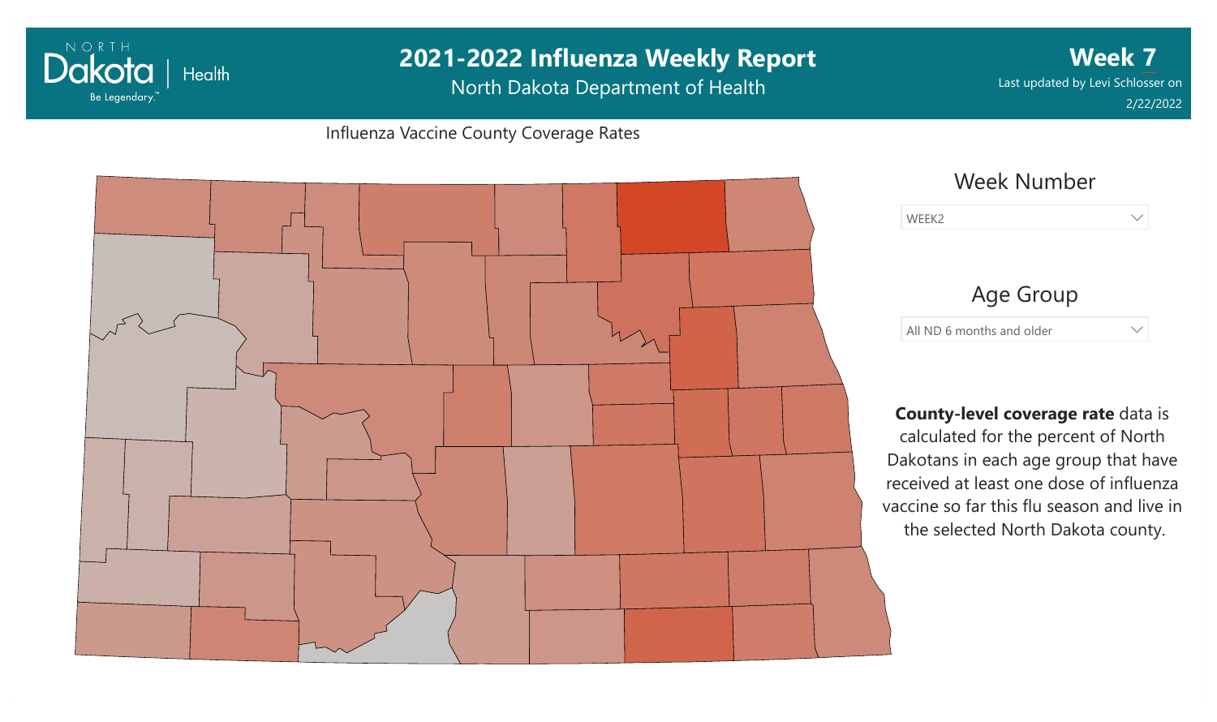NORTH Dakota | Health

Be Legendary.

# 2021-2022 Influenza Weekly Report

North Dakota Department of Health

**Week 7**

Last updated by Levi Schlosser on 2/22/2022

Influenza Vaccine County Coverage Rates

Week Number

WEEK2

Age Group

All ND 6 months and older

**County-level coverage rate** data is calculated for the percent of North Dakotans in each age group that have received at least one dose of influenza vaccine so far this flu season and live in the selected North Dakota county.